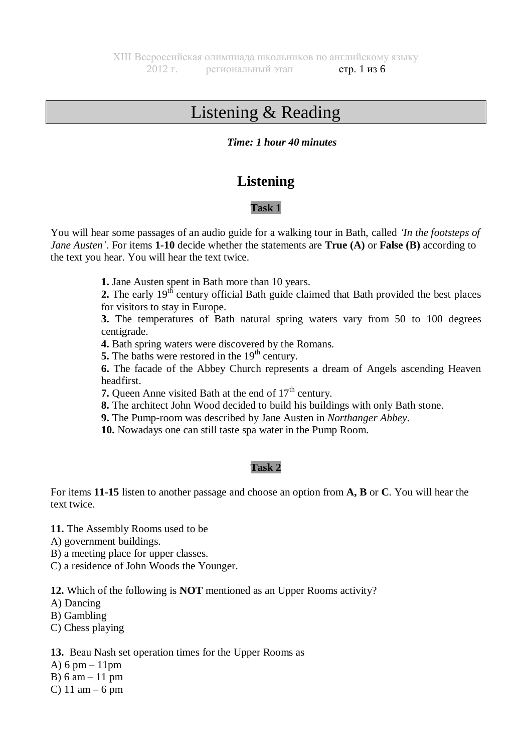# Listening & Reading

***Time: 1 hour 40 minutes***

## Listening

### Task 1

You will hear some passages of an audio guide for a walking tour in Bath, called *'In the footsteps of Jane Austen'*. For items **1-10** decide whether the statements are **True (A)** or **False (B)** according to the text you hear. You will hear the text twice.

**1.** Jane Austen spent in Bath more than 10 years.
**2.** The early 19th century official Bath guide claimed that Bath provided the best places for visitors to stay in Europe.
**3.** The temperatures of Bath natural spring waters vary from 50 to 100 degrees centigrade.
**4.** Bath spring waters were discovered by the Romans.
**5.** The baths were restored in the 19th century.
**6.** The facade of the Abbey Church represents a dream of Angels ascending Heaven headfirst.
**7.** Queen Anne visited Bath at the end of 17th century.
**8.** The architect John Wood decided to build his buildings with only Bath stone.
**9.** The Pump-room was described by Jane Austen in *Northanger Abbey*.
**10.** Nowadays one can still taste spa water in the Pump Room.

### Task 2

For items **11-15** listen to another passage and choose an option from **A, B** or **C**. You will hear the text twice.

**11.** The Assembly Rooms used to be
A) government buildings.
B) a meeting place for upper classes.
C) a residence of John Woods the Younger.

**12.** Which of the following is **NOT** mentioned as an Upper Rooms activity?
A) Dancing
B) Gambling
C) Chess playing

**13.** Beau Nash set operation times for the Upper Rooms as
A) 6 pm – 11pm
B) 6 am – 11 pm
C) 11 am – 6 pm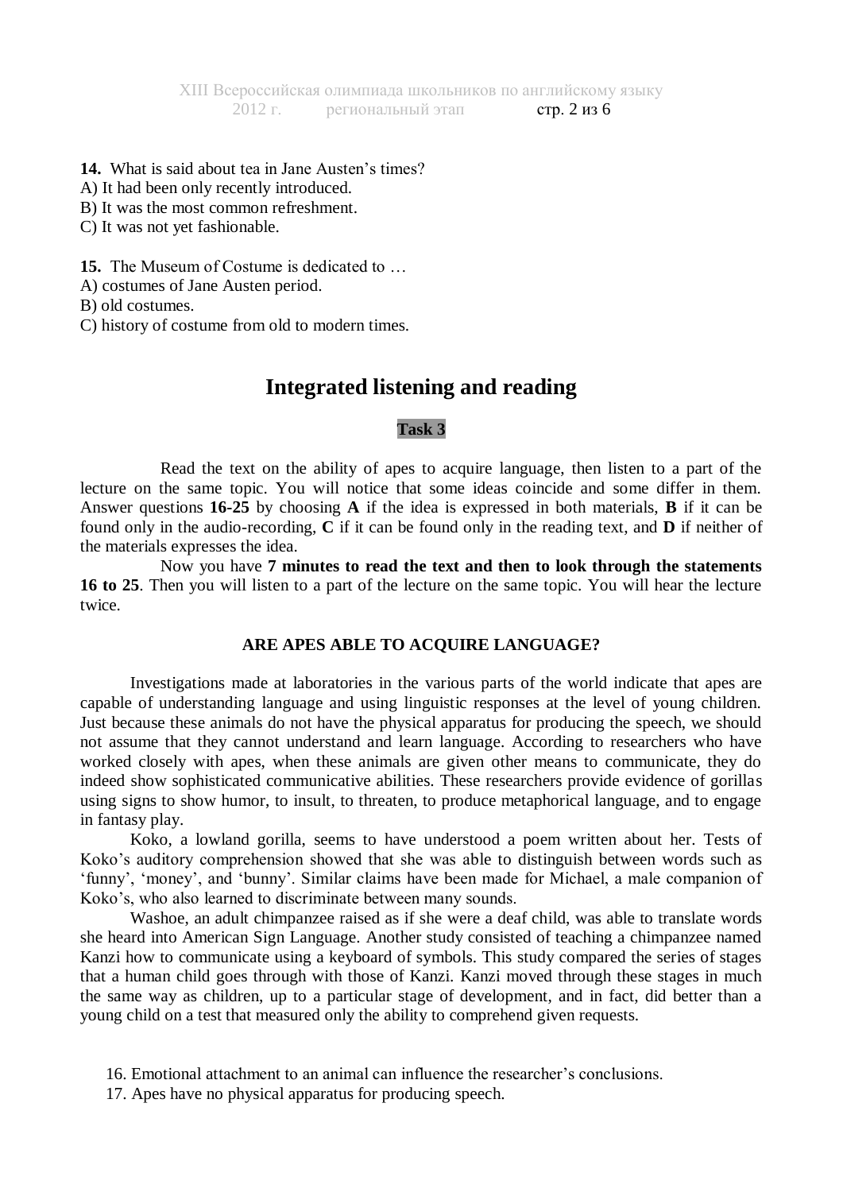**14.** What is said about tea in Jane Austen's times?
A) It had been only recently introduced.
B) It was the most common refreshment.
C) It was not yet fashionable.

**15.** The Museum of Costume is dedicated to …
A) costumes of Jane Austen period.
B) old costumes.
C) history of costume from old to modern times.

## Integrated listening and reading

### Task 3

Read the text on the ability of apes to acquire language, then listen to a part of the lecture on the same topic. You will notice that some ideas coincide and some differ in them. Answer questions **16-25** by choosing **A** if the idea is expressed in both materials, **B** if it can be found only in the audio-recording, **C** if it can be found only in the reading text, and **D** if neither of the materials expresses the idea.

Now you have **7 minutes to read the text and then to look through the statements 16 to 25**. Then you will listen to a part of the lecture on the same topic. You will hear the lecture twice.

#### ARE APES ABLE TO ACQUIRE LANGUAGE?

Investigations made at laboratories in the various parts of the world indicate that apes are capable of understanding language and using linguistic responses at the level of young children. Just because these animals do not have the physical apparatus for producing the speech, we should not assume that they cannot understand and learn language. According to researchers who have worked closely with apes, when these animals are given other means to communicate, they do indeed show sophisticated communicative abilities. These researchers provide evidence of gorillas using signs to show humor, to insult, to threaten, to produce metaphorical language, and to engage in fantasy play.

Koko, a lowland gorilla, seems to have understood a poem written about her. Tests of Koko's auditory comprehension showed that she was able to distinguish between words such as 'funny', 'money', and 'bunny'. Similar claims have been made for Michael, a male companion of Koko's, who also learned to discriminate between many sounds.

Washoe, an adult chimpanzee raised as if she were a deaf child, was able to translate words she heard into American Sign Language. Another study consisted of teaching a chimpanzee named Kanzi how to communicate using a keyboard of symbols. This study compared the series of stages that a human child goes through with those of Kanzi. Kanzi moved through these stages in much the same way as children, up to a particular stage of development, and in fact, did better than a young child on a test that measured only the ability to comprehend given requests.

16. Emotional attachment to an animal can influence the researcher's conclusions.
17. Apes have no physical apparatus for producing speech.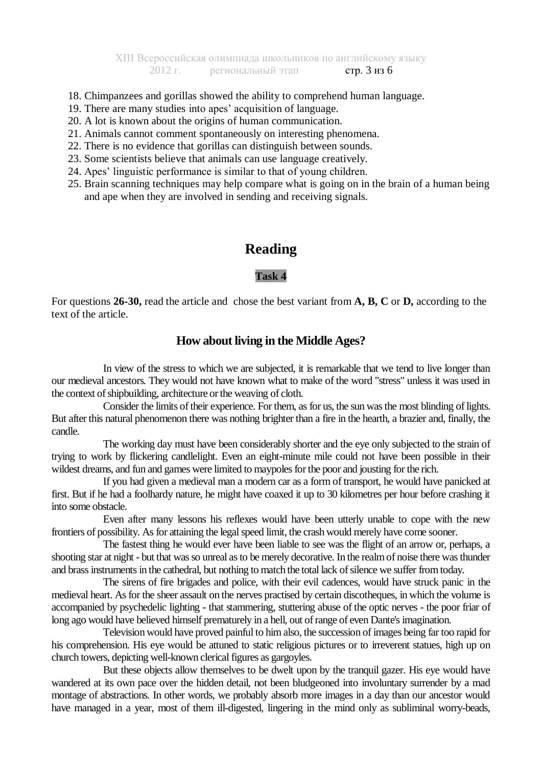18. Chimpanzees and gorillas showed the ability to comprehend human language.
19. There are many studies into apes' acquisition of language.
20. A lot is known about the origins of human communication.
21. Animals cannot comment spontaneously on interesting phenomena.
22. There is no evidence that gorillas can distinguish between sounds.
23. Some scientists believe that animals can use language creatively.
24. Apes' linguistic performance is similar to that of young children.
25. Brain scanning techniques may help compare what is going on in the brain of a human being and ape when they are involved in sending and receiving signals.

# Reading

## Task 4

For questions **26-30,** read the article and chose the best variant from **A, B, C** or **D,** according to the text of the article.

### How about living in the Middle Ages?

In view of the stress to which we are subjected, it is remarkable that we tend to live longer than our medieval ancestors. They would not have known what to make of the word "stress" unless it was used in the context of shipbuilding, architecture or the weaving of cloth.

Consider the limits of their experience. For them, as for us, the sun was the most blinding of lights. But after this natural phenomenon there was nothing brighter than a fire in the hearth, a brazier and, finally, the candle.

The working day must have been considerably shorter and the eye only subjected to the strain of trying to work by flickering candlelight. Even an eight-minute mile could not have been possible in their wildest dreams, and fun and games were limited to maypoles for the poor and jousting for the rich.

If you had given a medieval man a modern car as a form of transport, he would have panicked at first. But if he had a foolhardy nature, he might have coaxed it up to 30 kilometres per hour before crashing it into some obstacle.

Even after many lessons his reflexes would have been utterly unable to cope with the new frontiers of possibility. As for attaining the legal speed limit, the crash would merely have come sooner.

The fastest thing he would ever have been liable to see was the flight of an arrow or, perhaps, a shooting star at night - but that was so unreal as to be merely decorative. In the realm of noise there was thunder and brass instruments in the cathedral, but nothing to match the total lack of silence we suffer from today.

The sirens of fire brigades and police, with their evil cadences, would have struck panic in the medieval heart. As for the sheer assault on the nerves practised by certain discotheques, in which the volume is accompanied by psychedelic lighting - that stammering, stuttering abuse of the optic nerves - the poor friar of long ago would have believed himself prematurely in a hell, out of range of even Dante's imagination.

Television would have proved painful to him also, the succession of images being far too rapid for his comprehension. His eye would be attuned to static religious pictures or to irreverent statues, high up on church towers, depicting well-known clerical figures as gargoyles.

But these objects allow themselves to be dwelt upon by the tranquil gazer. His eye would have wandered at its own pace over the hidden detail, not been bludgeoned into involuntary surrender by a mad montage of abstractions. In other words, we probably absorb more images in a day than our ancestor would have managed in a year, most of them ill-digested, lingering in the mind only as subliminal worry-beads,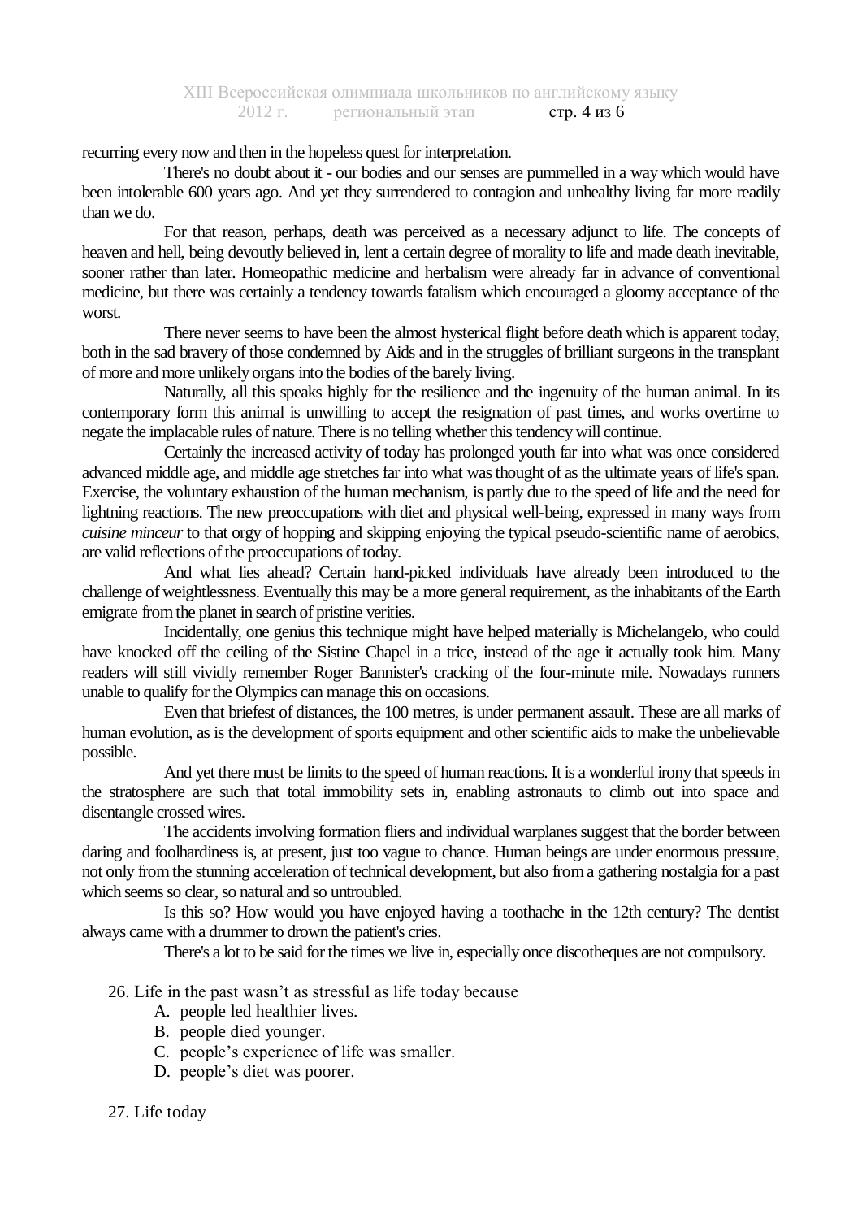recurring every now and then in the hopeless quest for interpretation.

There's no doubt about it - our bodies and our senses are pummelled in a way which would have been intolerable 600 years ago. And yet they surrendered to contagion and unhealthy living far more readily than we do.

For that reason, perhaps, death was perceived as a necessary adjunct to life. The concepts of heaven and hell, being devoutly believed in, lent a certain degree of morality to life and made death inevitable, sooner rather than later. Homeopathic medicine and herbalism were already far in advance of conventional medicine, but there was certainly a tendency towards fatalism which encouraged a gloomy acceptance of the worst.

There never seems to have been the almost hysterical flight before death which is apparent today, both in the sad bravery of those condemned by Aids and in the struggles of brilliant surgeons in the transplant of more and more unlikely organs into the bodies of the barely living.

Naturally, all this speaks highly for the resilience and the ingenuity of the human animal. In its contemporary form this animal is unwilling to accept the resignation of past times, and works overtime to negate the implacable rules of nature. There is no telling whether this tendency will continue.

Certainly the increased activity of today has prolonged youth far into what was once considered advanced middle age, and middle age stretches far into what was thought of as the ultimate years of life's span. Exercise, the voluntary exhaustion of the human mechanism, is partly due to the speed of life and the need for lightning reactions. The new preoccupations with diet and physical well-being, expressed in many ways from *cuisine minceur* to that orgy of hopping and skipping enjoying the typical pseudo-scientific name of aerobics, are valid reflections of the preoccupations of today.

And what lies ahead? Certain hand-picked individuals have already been introduced to the challenge of weightlessness. Eventually this may be a more general requirement, as the inhabitants of the Earth emigrate from the planet in search of pristine verities.

Incidentally, one genius this technique might have helped materially is Michelangelo, who could have knocked off the ceiling of the Sistine Chapel in a trice, instead of the age it actually took him. Many readers will still vividly remember Roger Bannister's cracking of the four-minute mile. Nowadays runners unable to qualify for the Olympics can manage this on occasions.

Even that briefest of distances, the 100 metres, is under permanent assault. These are all marks of human evolution, as is the development of sports equipment and other scientific aids to make the unbelievable possible.

And yet there must be limits to the speed of human reactions. It is a wonderful irony that speeds in the stratosphere are such that total immobility sets in, enabling astronauts to climb out into space and disentangle crossed wires.

The accidents involving formation fliers and individual warplanes suggest that the border between daring and foolhardiness is, at present, just too vague to chance. Human beings are under enormous pressure, not only from the stunning acceleration of technical development, but also from a gathering nostalgia for a past which seems so clear, so natural and so untroubled.

Is this so? How would you have enjoyed having a toothache in the 12th century? The dentist always came with a drummer to drown the patient's cries.

There's a lot to be said for the times we live in, especially once discotheques are not compulsory.

26. Life in the past wasn't as stressful as life today because
   - A. people led healthier lives.
   - B. people died younger.
   - C. people's experience of life was smaller.
   - D. people's diet was poorer.

27. Life today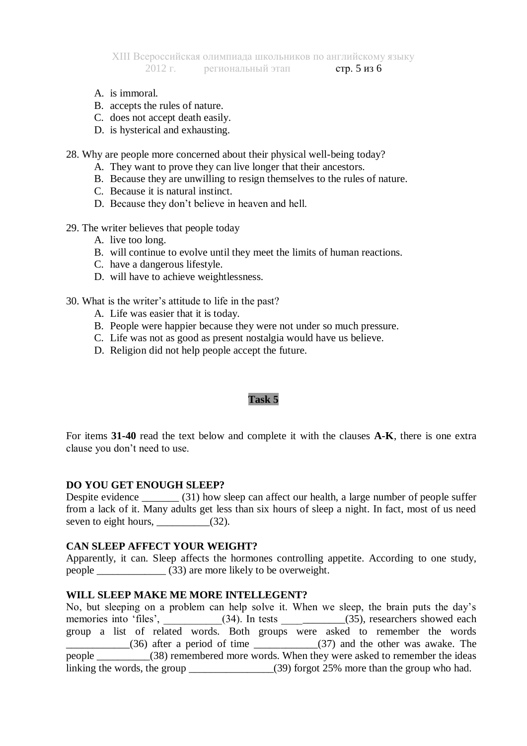A. is immoral.
B. accepts the rules of nature.
C. does not accept death easily.
D. is hysterical and exhausting.

28. Why are people more concerned about their physical well-being today?
A. They want to prove they can live longer that their ancestors.
B. Because they are unwilling to resign themselves to the rules of nature.
C. Because it is natural instinct.
D. Because they don't believe in heaven and hell.

29. The writer believes that people today
A. live too long.
B. will continue to evolve until they meet the limits of human reactions.
C. have a dangerous lifestyle.
D. will have to achieve weightlessness.

30. What is the writer's attitude to life in the past?
A. Life was easier that it is today.
B. People were happier because they were not under so much pressure.
C. Life was not as good as present nostalgia would have us believe.
D. Religion did not help people accept the future.

**Task 5**

For items **31-40** read the text below and complete it with the clauses **A-K**, there is one extra clause you don't need to use.

**DO YOU GET ENOUGH SLEEP?**
Despite evidence _______ (31) how sleep can affect our health, a large number of people suffer from a lack of it. Many adults get less than six hours of sleep a night. In fact, most of us need seven to eight hours, __________(32).

**CAN SLEEP AFFECT YOUR WEIGHT?**
Apparently, it can. Sleep affects the hormones controlling appetite. According to one study, people _____________ (33) are more likely to be overweight.

**WILL SLEEP MAKE ME MORE INTELLEGENT?**
No, but sleeping on a problem can help solve it. When we sleep, the brain puts the day's memories into 'files', ___________(34). In tests ____________(35), researchers showed each group a list of related words. Both groups were asked to remember the words ____________(36) after a period of time ____________(37) and the other was awake. The people __________(38) remembered more words. When they were asked to remember the ideas linking the words, the group ________________(39) forgot 25% more than the group who had.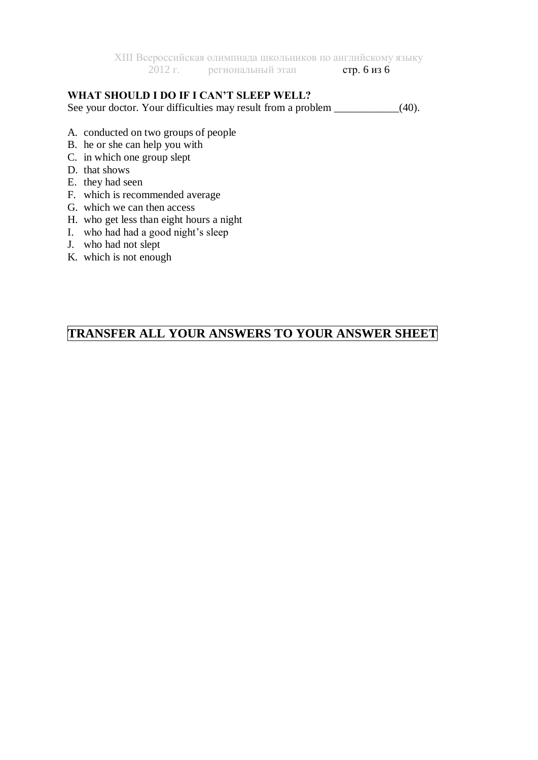**WHAT SHOULD I DO IF I CAN'T SLEEP WELL?**
See your doctor. Your difficulties may result from a problem \_\_\_\_\_\_\_\_\_\_\_\_(40).

A. conducted on two groups of people
B. he or she can help you with
C. in which one group slept
D. that shows
E. they had seen
F. which is recommended average
G. which we can then access
H. who get less than eight hours a night
I. who had had a good night's sleep
J. who had not slept
K. which is not enough

**TRANSFER ALL YOUR ANSWERS TO YOUR ANSWER SHEET**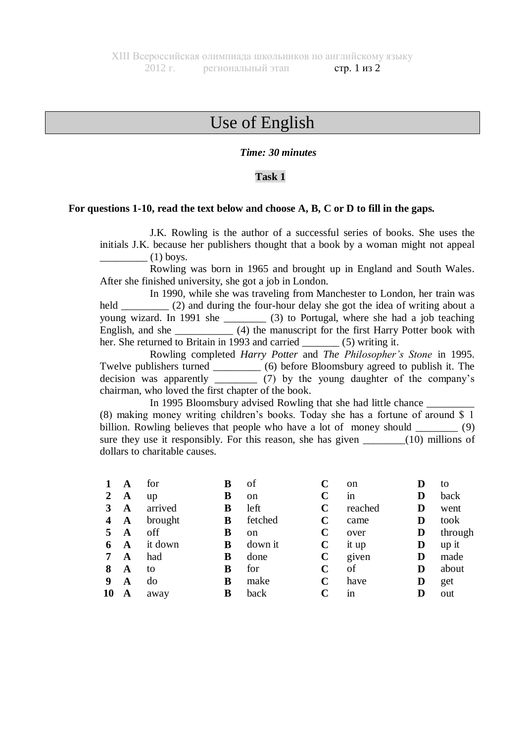# Use of English

***Time: 30 minutes***

**Task 1**

**For questions 1-10, read the text below and choose A, B, C or D to fill in the gaps.**

J.K. Rowling is the author of a successful series of books. She uses the initials J.K. because her publishers thought that a book by a woman might not appeal _________ (1) boys.

Rowling was born in 1965 and brought up in England and South Wales. After she finished university, she got a job in London.

In 1990, while she was traveling from Manchester to London, her train was held _________ (2) and during the four-hour delay she got the idea of writing about a young wizard. In 1991 she ________ (3) to Portugal, where she had a job teaching English, and she ___________ (4) the manuscript for the first Harry Potter book with her. She returned to Britain in 1993 and carried _______ (5) writing it.

Rowling completed *Harry Potter* and *The Philosopher's Stone* in 1995. Twelve publishers turned _________ (6) before Bloomsbury agreed to publish it. The decision was apparently ________ (7) by the young daughter of the company's chairman, who loved the first chapter of the book.

In 1995 Bloomsbury advised Rowling that she had little chance _________ (8) making money writing children's books. Today she has a fortune of around $ 1 billion. Rowling believes that people who have a lot of money should ________ (9) sure they use it responsibly. For this reason, she has given ________(10) millions of dollars to charitable causes.

| | | | | | | | | |
|---|---|---|---|---|---|---|---|---|
| **1** | **A** | for | **B** | of | **C** | on | **D** | to |
| **2** | **A** | up | **B** | on | **C** | in | **D** | back |
| **3** | **A** | arrived | **B** | left | **C** | reached | **D** | went |
| **4** | **A** | brought | **B** | fetched | **C** | came | **D** | took |
| **5** | **A** | off | **B** | on | **C** | over | **D** | through |
| **6** | **A** | it down | **B** | down it | **C** | it up | **D** | up it |
| **7** | **A** | had | **B** | done | **C** | given | **D** | made |
| **8** | **A** | to | **B** | for | **C** | of | **D** | about |
| **9** | **A** | do | **B** | make | **C** | have | **D** | get |
| **10** | **A** | away | **B** | back | **C** | in | **D** | out |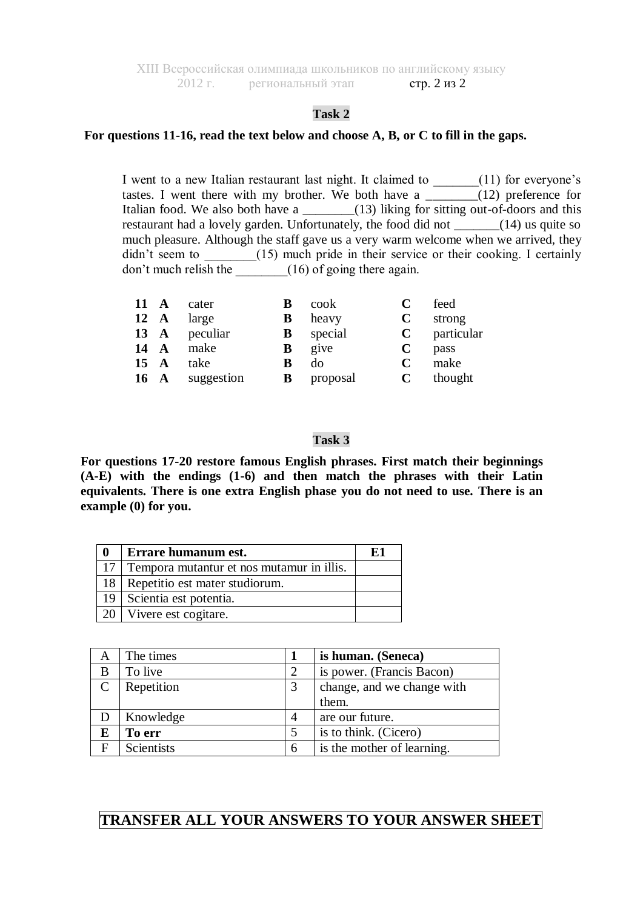## Task 2

**For questions 11-16, read the text below and choose A, B, or C to fill in the gaps.**

I went to a new Italian restaurant last night. It claimed to _______(11) for everyone's tastes. I went there with my brother. We both have a ________(12) preference for Italian food. We also both have a ________(13) liking for sitting out-of-doors and this restaurant had a lovely garden. Unfortunately, the food did not _______(14) us quite so much pleasure. Although the staff gave us a very warm welcome when we arrived, they didn't seem to ________(15) much pride in their service or their cooking. I certainly don't much relish the ________(16) of going there again.

| | | | | | | |
|---|---|---|---|---|---|---|
| **11** | **A** | cater | **B** | cook | **C** | feed |
| **12** | **A** | large | **B** | heavy | **C** | strong |
| **13** | **A** | peculiar | **B** | special | **C** | particular |
| **14** | **A** | make | **B** | give | **C** | pass |
| **15** | **A** | take | **B** | do | **C** | make |
| **16** | **A** | suggestion | **B** | proposal | **C** | thought |

## Task 3

**For questions 17-20 restore famous English phrases. First match their beginnings (A-E) with the endings (1-6) and then match the phrases with their Latin equivalents. There is one extra English phase you do not need to use. There is an example (0) for you.**

| **0** | **Errare humanum est.** | **E1** |
|---|---|---|
| 17 | Tempora mutantur et nos mutamur in illis. | |
| 18 | Repetitio est mater studiorum. | |
| 19 | Scientia est potentia. | |
| 20 | Vivere est cogitare. | |

| | | | |
|---|---|---|---|
| A | The times | **1** | **is human. (Seneca)** |
| B | To live | 2 | is power. (Francis Bacon) |
| C | Repetition | 3 | change, and we change with them. |
| D | Knowledge | 4 | are our future. |
| **E** | **To err** | 5 | is to think. (Cicero) |
| F | Scientists | 6 | is the mother of learning. |

**TRANSFER ALL YOUR ANSWERS TO YOUR ANSWER SHEET**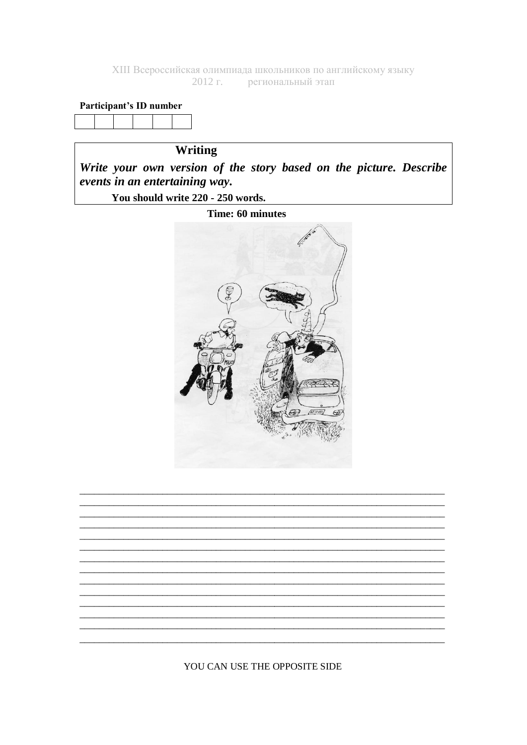XIII Всероссийская олимпиада школьников по английскому языку
2012 г. региональный этап

**Participant's ID number**

| | | | | | |
|---|---|---|---|---|---|
| | | | | | |

## Writing

***Write your own version of the story based on the picture. Describe events in an entertaining way.***

**You should write 220 - 250 words.**

**Time: 60 minutes**

____________________________________________________________________________
____________________________________________________________________________
____________________________________________________________________________
____________________________________________________________________________
____________________________________________________________________________
____________________________________________________________________________
____________________________________________________________________________
____________________________________________________________________________
____________________________________________________________________________
____________________________________________________________________________
____________________________________________________________________________
____________________________________________________________________________
____________________________________________________________________________
____________________________________________________________________________

YOU CAN USE THE OPPOSITE SIDE